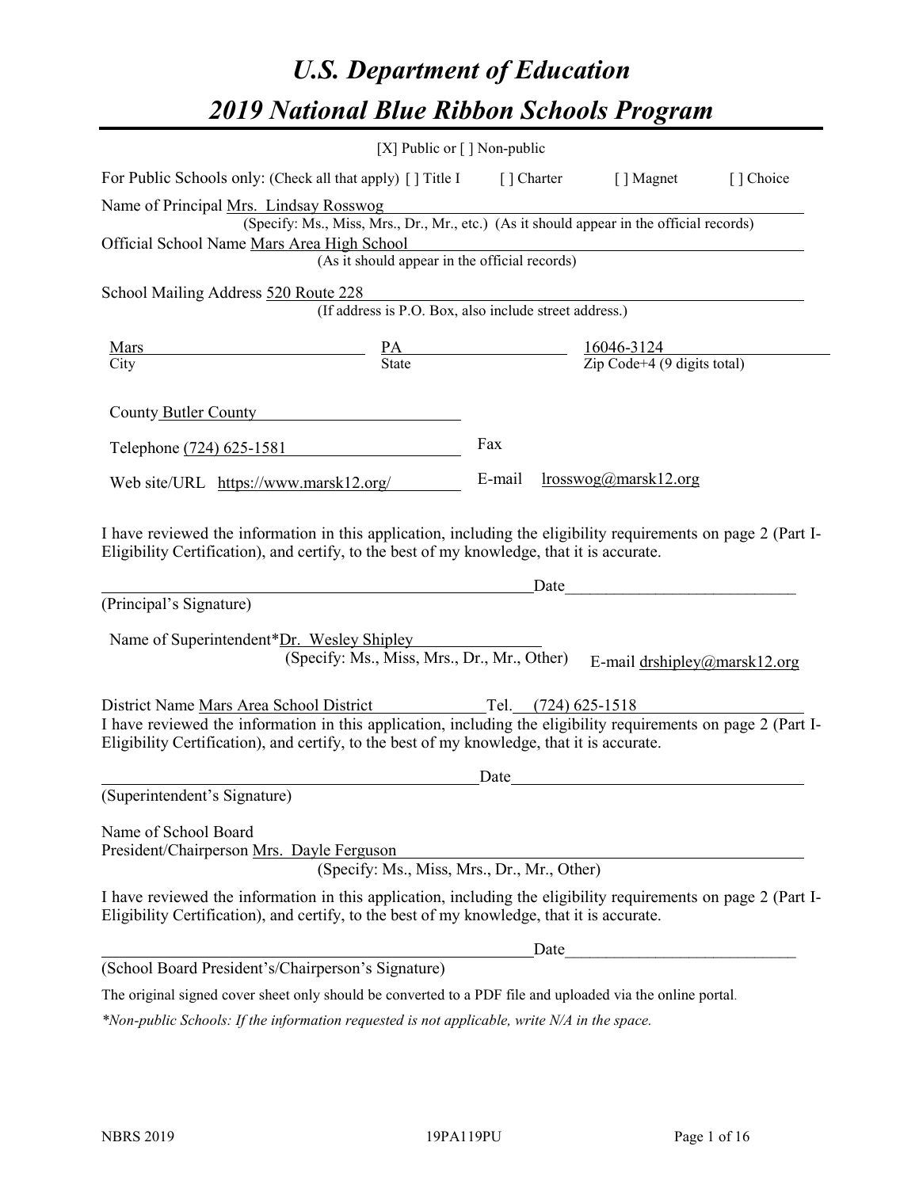# U.S. Department of Education

# 2019 National Blue Ribbon Schools Program

[X] Public or [ ] Non-public

For Public Schools only: (Check all that apply) [ ] Title I [ ] Charter [ ] Magnet [ ] Choice

Name of Principal Mrs. Lindsay Rosswog
(Specify: Ms., Miss, Mrs., Dr., Mr., etc.) (As it should appear in the official records)

Official School Name Mars Area High School
(As it should appear in the official records)

School Mailing Address 520 Route 228
(If address is P.O. Box, also include street address.)

Mars (City) PA (State) 16046-3124 (Zip Code+4 (9 digits total))

County Butler County

Telephone (724) 625-1581 Fax

Web site/URL https://www.marsk12.org/ E-mail lrosswog@marsk12.org

I have reviewed the information in this application, including the eligibility requirements on page 2 (Part I-Eligibility Certification), and certify, to the best of my knowledge, that it is accurate.

_______________________________ Date_______________

(Principal's Signature)

Name of Superintendent*Dr. Wesley Shipley
(Specify: Ms., Miss, Mrs., Dr., Mr., Other) E-mail drshipley@marsk12.org

District Name Mars Area School District Tel. (724) 625-1518

I have reviewed the information in this application, including the eligibility requirements on page 2 (Part I-Eligibility Certification), and certify, to the best of my knowledge, that it is accurate.

_______________________________ Date_______________

(Superintendent's Signature)

Name of School Board
President/Chairperson Mrs. Dayle Ferguson
(Specify: Ms., Miss, Mrs., Dr., Mr., Other)

I have reviewed the information in this application, including the eligibility requirements on page 2 (Part I-Eligibility Certification), and certify, to the best of my knowledge, that it is accurate.

_______________________________ Date_______________

(School Board President's/Chairperson's Signature)

The original signed cover sheet only should be converted to a PDF file and uploaded via the online portal.

*\*Non-public Schools: If the information requested is not applicable, write N/A in the space.*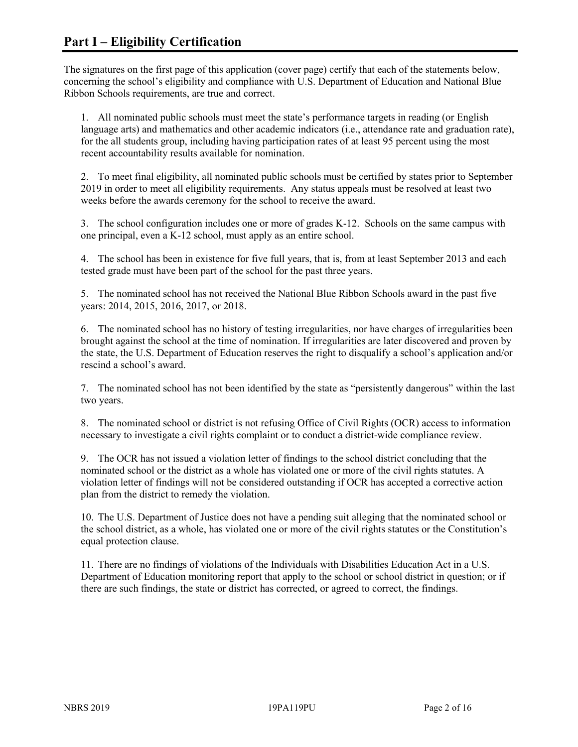## Part I – Eligibility Certification

The signatures on the first page of this application (cover page) certify that each of the statements below, concerning the school's eligibility and compliance with U.S. Department of Education and National Blue Ribbon Schools requirements, are true and correct.

1. All nominated public schools must meet the state's performance targets in reading (or English language arts) and mathematics and other academic indicators (i.e., attendance rate and graduation rate), for the all students group, including having participation rates of at least 95 percent using the most recent accountability results available for nomination.

2. To meet final eligibility, all nominated public schools must be certified by states prior to September 2019 in order to meet all eligibility requirements. Any status appeals must be resolved at least two weeks before the awards ceremony for the school to receive the award.

3. The school configuration includes one or more of grades K-12. Schools on the same campus with one principal, even a K-12 school, must apply as an entire school.

4. The school has been in existence for five full years, that is, from at least September 2013 and each tested grade must have been part of the school for the past three years.

5. The nominated school has not received the National Blue Ribbon Schools award in the past five years: 2014, 2015, 2016, 2017, or 2018.

6. The nominated school has no history of testing irregularities, nor have charges of irregularities been brought against the school at the time of nomination. If irregularities are later discovered and proven by the state, the U.S. Department of Education reserves the right to disqualify a school's application and/or rescind a school's award.

7. The nominated school has not been identified by the state as "persistently dangerous" within the last two years.

8. The nominated school or district is not refusing Office of Civil Rights (OCR) access to information necessary to investigate a civil rights complaint or to conduct a district-wide compliance review.

9. The OCR has not issued a violation letter of findings to the school district concluding that the nominated school or the district as a whole has violated one or more of the civil rights statutes. A violation letter of findings will not be considered outstanding if OCR has accepted a corrective action plan from the district to remedy the violation.

10. The U.S. Department of Justice does not have a pending suit alleging that the nominated school or the school district, as a whole, has violated one or more of the civil rights statutes or the Constitution's equal protection clause.

11. There are no findings of violations of the Individuals with Disabilities Education Act in a U.S. Department of Education monitoring report that apply to the school or school district in question; or if there are such findings, the state or district has corrected, or agreed to correct, the findings.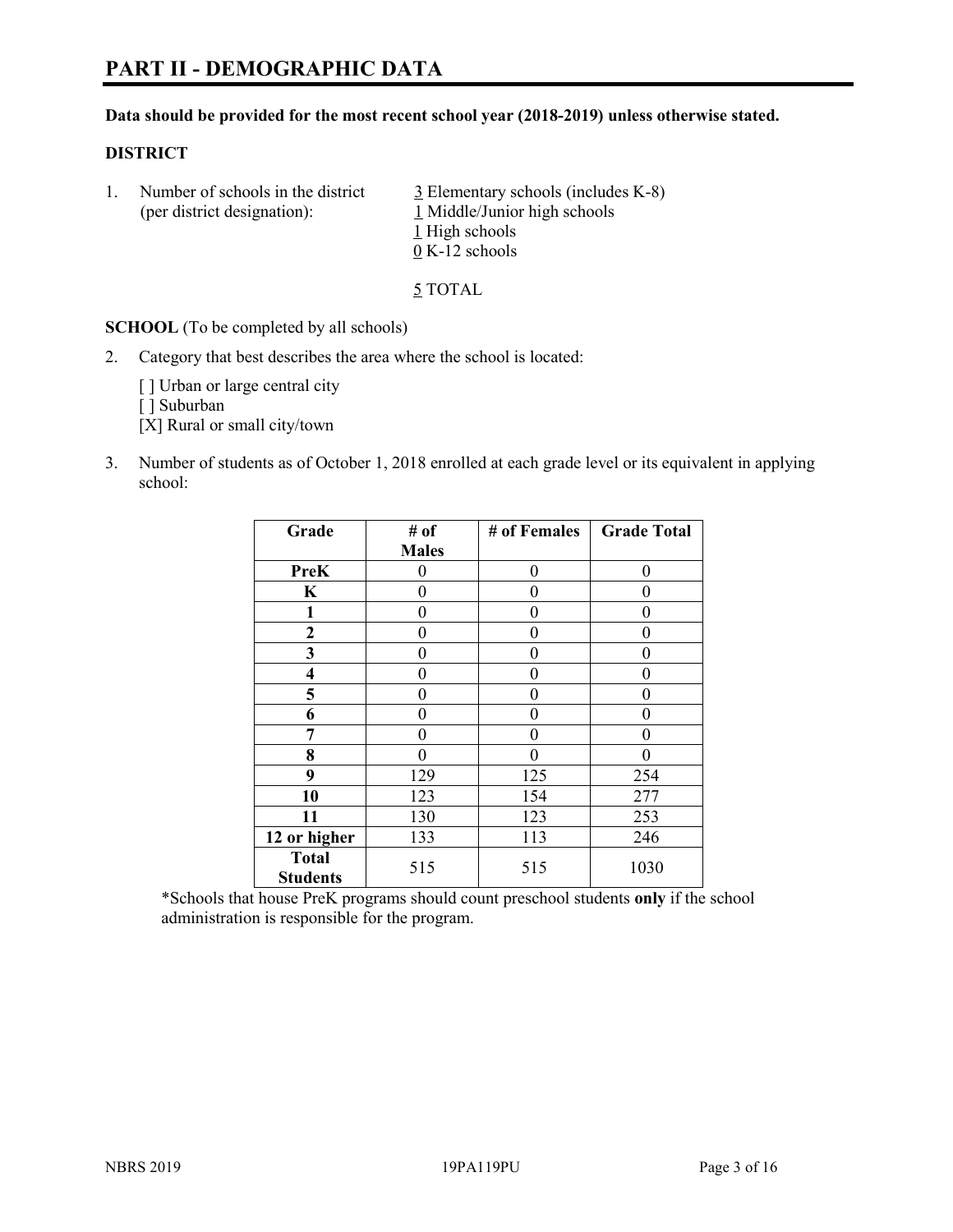# PART II - DEMOGRAPHIC DATA

**Data should be provided for the most recent school year (2018-2019) unless otherwise stated.**

### DISTRICT

1. Number of schools in the district (per district designation):
   3 Elementary schools (includes K-8)
   1 Middle/Junior high schools
   1 High schools
   0 K-12 schools

   5 TOTAL

**SCHOOL** (To be completed by all schools)

2. Category that best describes the area where the school is located:

   [ ] Urban or large central city
   [ ] Suburban
   [X] Rural or small city/town

3. Number of students as of October 1, 2018 enrolled at each grade level or its equivalent in applying school:

| Grade | # of Males | # of Females | Grade Total |
|---|---|---|---|
| **PreK** | 0 | 0 | 0 |
| **K** | 0 | 0 | 0 |
| **1** | 0 | 0 | 0 |
| **2** | 0 | 0 | 0 |
| **3** | 0 | 0 | 0 |
| **4** | 0 | 0 | 0 |
| **5** | 0 | 0 | 0 |
| **6** | 0 | 0 | 0 |
| **7** | 0 | 0 | 0 |
| **8** | 0 | 0 | 0 |
| **9** | 129 | 125 | 254 |
| **10** | 123 | 154 | 277 |
| **11** | 130 | 123 | 253 |
| **12 or higher** | 133 | 113 | 246 |
| **Total Students** | 515 | 515 | 1030 |

*Schools that house PreK programs should count preschool students **only** if the school administration is responsible for the program.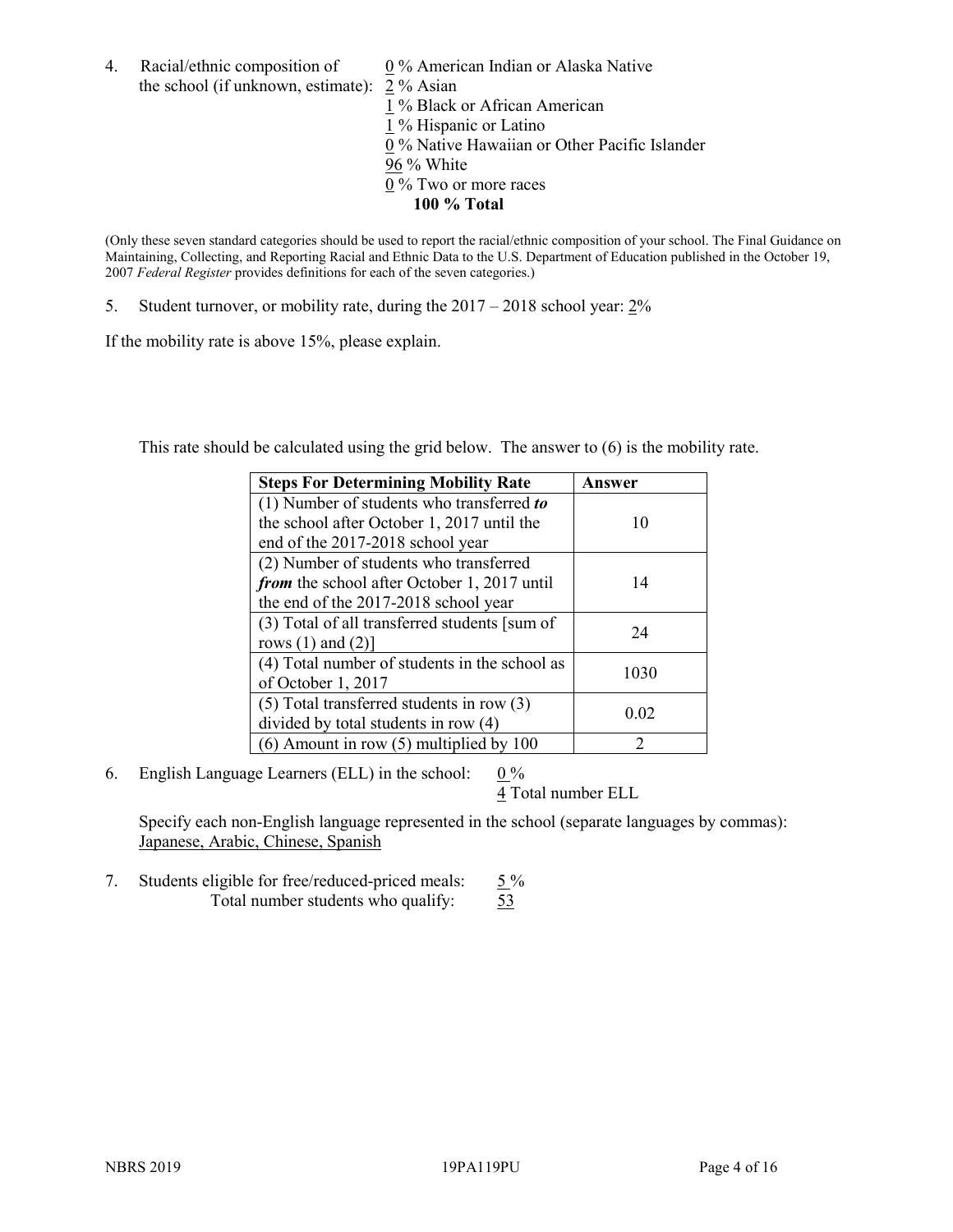4. Racial/ethnic composition of the school (if unknown, estimate):
   - 0 % American Indian or Alaska Native
   - 2 % Asian
   - 1 % Black or African American
   - 1 % Hispanic or Latino
   - 0 % Native Hawaiian or Other Pacific Islander
   - 96 % White
   - 0 % Two or more races
   - **100 % Total**

(Only these seven standard categories should be used to report the racial/ethnic composition of your school. The Final Guidance on Maintaining, Collecting, and Reporting Racial and Ethnic Data to the U.S. Department of Education published in the October 19, 2007 *Federal Register* provides definitions for each of the seven categories.)

5. Student turnover, or mobility rate, during the 2017 – 2018 school year: 2%

If the mobility rate is above 15%, please explain.

This rate should be calculated using the grid below. The answer to (6) is the mobility rate.

| **Steps For Determining Mobility Rate** | **Answer** |
| --- | --- |
| (1) Number of students who transferred ***to*** the school after October 1, 2017 until the end of the 2017-2018 school year | 10 |
| (2) Number of students who transferred ***from*** the school after October 1, 2017 until the end of the 2017-2018 school year | 14 |
| (3) Total of all transferred students [sum of rows (1) and (2)] | 24 |
| (4) Total number of students in the school as of October 1, 2017 | 1030 |
| (5) Total transferred students in row (3) divided by total students in row (4) | 0.02 |
| (6) Amount in row (5) multiplied by 100 | 2 |

6. English Language Learners (ELL) in the school: 0 %
   4 Total number ELL

   Specify each non-English language represented in the school (separate languages by commas): Japanese, Arabic, Chinese, Spanish

7. Students eligible for free/reduced-priced meals: 5 %
   Total number students who qualify: 53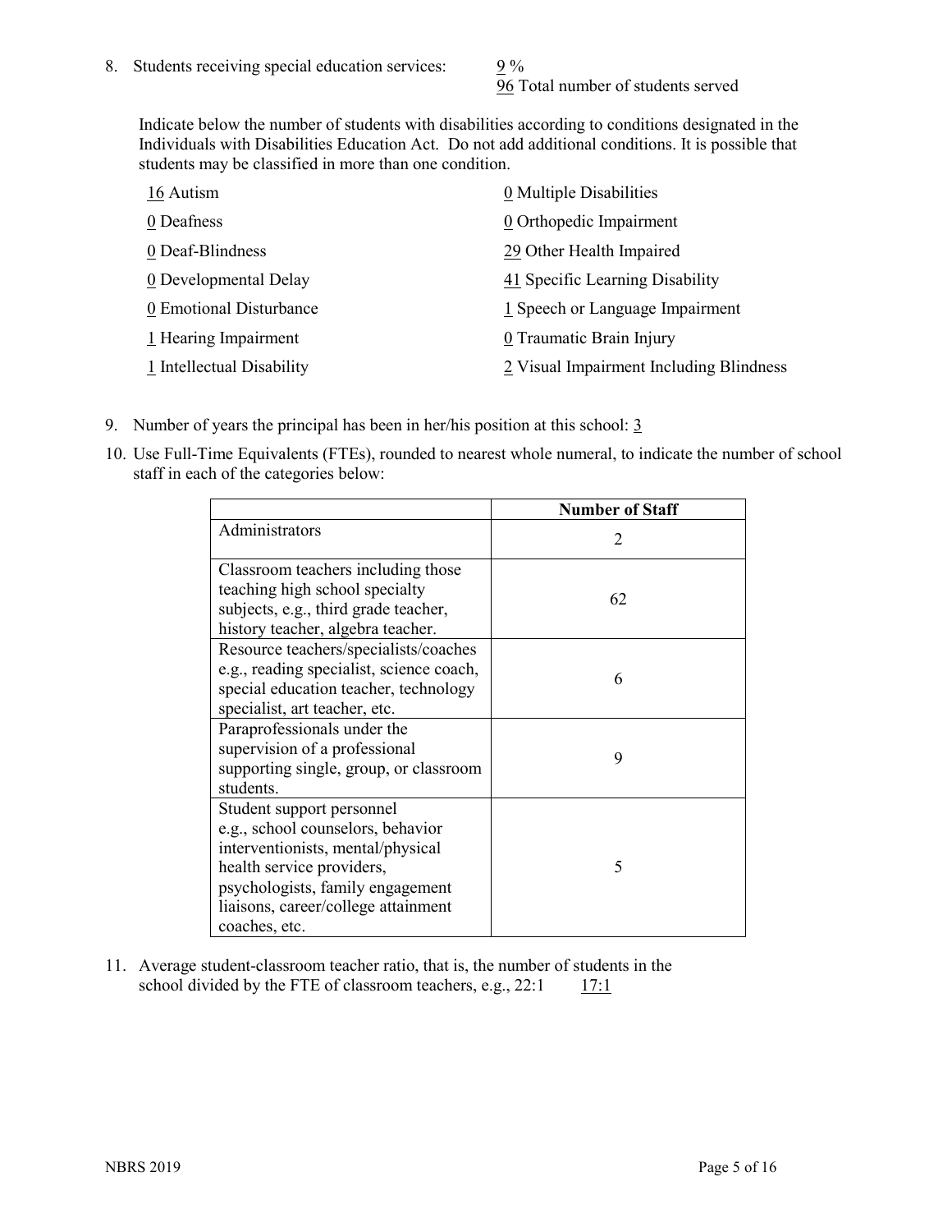8. Students receiving special education services: 9 %
   96 Total number of students served

   Indicate below the number of students with disabilities according to conditions designated in the Individuals with Disabilities Education Act. Do not add additional conditions. It is possible that students may be classified in more than one condition.

   16 Autism
   0 Deafness
   0 Deaf-Blindness
   0 Developmental Delay
   0 Emotional Disturbance
   1 Hearing Impairment
   1 Intellectual Disability
   0 Multiple Disabilities
   0 Orthopedic Impairment
   29 Other Health Impaired
   41 Specific Learning Disability
   1 Speech or Language Impairment
   0 Traumatic Brain Injury
   2 Visual Impairment Including Blindness

9. Number of years the principal has been in her/his position at this school: 3

10. Use Full-Time Equivalents (FTEs), rounded to nearest whole numeral, to indicate the number of school staff in each of the categories below:

| | Number of Staff |
|---|---|
| Administrators | 2 |
| Classroom teachers including those teaching high school specialty subjects, e.g., third grade teacher, history teacher, algebra teacher. | 62 |
| Resource teachers/specialists/coaches e.g., reading specialist, science coach, special education teacher, technology specialist, art teacher, etc. | 6 |
| Paraprofessionals under the supervision of a professional supporting single, group, or classroom students. | 9 |
| Student support personnel e.g., school counselors, behavior interventionists, mental/physical health service providers, psychologists, family engagement liaisons, career/college attainment coaches, etc. | 5 |

11. Average student-classroom teacher ratio, that is, the number of students in the school divided by the FTE of classroom teachers, e.g., 22:1 17:1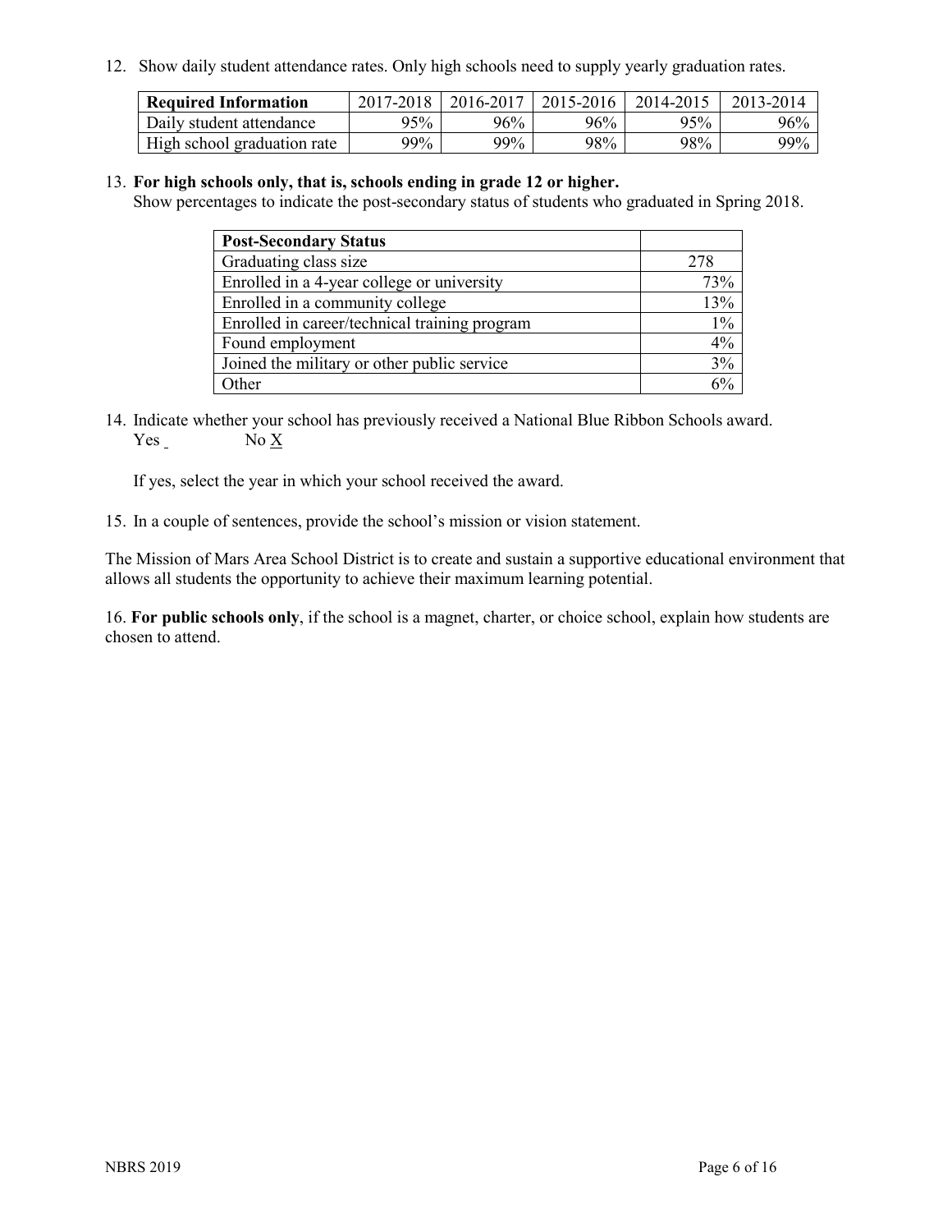12. Show daily student attendance rates. Only high schools need to supply yearly graduation rates.

| Required Information | 2017-2018 | 2016-2017 | 2015-2016 | 2014-2015 | 2013-2014 |
|---|---|---|---|---|---|
| Daily student attendance | 95% | 96% | 96% | 95% | 96% |
| High school graduation rate | 99% | 99% | 98% | 98% | 99% |

13. **For high schools only, that is, schools ending in grade 12 or higher.**
Show percentages to indicate the post-secondary status of students who graduated in Spring 2018.

| Post-Secondary Status | |
|---|---|
| Graduating class size | 278 |
| Enrolled in a 4-year college or university | 73% |
| Enrolled in a community college | 13% |
| Enrolled in career/technical training program | 1% |
| Found employment | 4% |
| Joined the military or other public service | 3% |
| Other | 6% |

14. Indicate whether your school has previously received a National Blue Ribbon Schools award.
Yes _ No X

If yes, select the year in which your school received the award.

15. In a couple of sentences, provide the school's mission or vision statement.

The Mission of Mars Area School District is to create and sustain a supportive educational environment that allows all students the opportunity to achieve their maximum learning potential.

16. **For public schools only**, if the school is a magnet, charter, or choice school, explain how students are chosen to attend.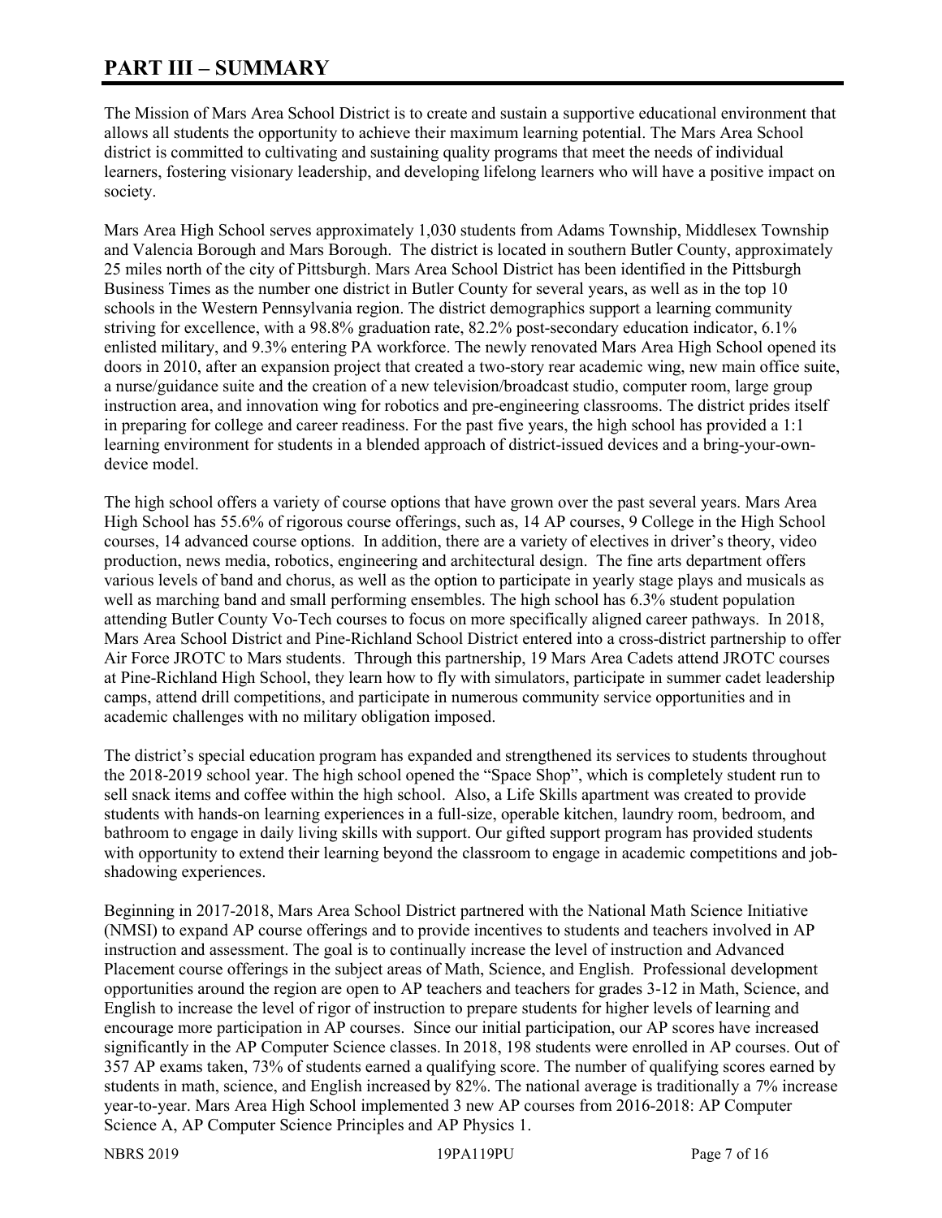# PART III – SUMMARY

The Mission of Mars Area School District is to create and sustain a supportive educational environment that allows all students the opportunity to achieve their maximum learning potential. The Mars Area School district is committed to cultivating and sustaining quality programs that meet the needs of individual learners, fostering visionary leadership, and developing lifelong learners who will have a positive impact on society.

Mars Area High School serves approximately 1,030 students from Adams Township, Middlesex Township and Valencia Borough and Mars Borough. The district is located in southern Butler County, approximately 25 miles north of the city of Pittsburgh. Mars Area School District has been identified in the Pittsburgh Business Times as the number one district in Butler County for several years, as well as in the top 10 schools in the Western Pennsylvania region. The district demographics support a learning community striving for excellence, with a 98.8% graduation rate, 82.2% post-secondary education indicator, 6.1% enlisted military, and 9.3% entering PA workforce. The newly renovated Mars Area High School opened its doors in 2010, after an expansion project that created a two-story rear academic wing, new main office suite, a nurse/guidance suite and the creation of a new television/broadcast studio, computer room, large group instruction area, and innovation wing for robotics and pre-engineering classrooms. The district prides itself in preparing for college and career readiness. For the past five years, the high school has provided a 1:1 learning environment for students in a blended approach of district-issued devices and a bring-your-own-device model.

The high school offers a variety of course options that have grown over the past several years. Mars Area High School has 55.6% of rigorous course offerings, such as, 14 AP courses, 9 College in the High School courses, 14 advanced course options. In addition, there are a variety of electives in driver's theory, video production, news media, robotics, engineering and architectural design. The fine arts department offers various levels of band and chorus, as well as the option to participate in yearly stage plays and musicals as well as marching band and small performing ensembles. The high school has 6.3% student population attending Butler County Vo-Tech courses to focus on more specifically aligned career pathways. In 2018, Mars Area School District and Pine-Richland School District entered into a cross-district partnership to offer Air Force JROTC to Mars students. Through this partnership, 19 Mars Area Cadets attend JROTC courses at Pine-Richland High School, they learn how to fly with simulators, participate in summer cadet leadership camps, attend drill competitions, and participate in numerous community service opportunities and in academic challenges with no military obligation imposed.

The district's special education program has expanded and strengthened its services to students throughout the 2018-2019 school year. The high school opened the "Space Shop", which is completely student run to sell snack items and coffee within the high school. Also, a Life Skills apartment was created to provide students with hands-on learning experiences in a full-size, operable kitchen, laundry room, bedroom, and bathroom to engage in daily living skills with support. Our gifted support program has provided students with opportunity to extend their learning beyond the classroom to engage in academic competitions and job-shadowing experiences.

Beginning in 2017-2018, Mars Area School District partnered with the National Math Science Initiative (NMSI) to expand AP course offerings and to provide incentives to students and teachers involved in AP instruction and assessment. The goal is to continually increase the level of instruction and Advanced Placement course offerings in the subject areas of Math, Science, and English. Professional development opportunities around the region are open to AP teachers and teachers for grades 3-12 in Math, Science, and English to increase the level of rigor of instruction to prepare students for higher levels of learning and encourage more participation in AP courses. Since our initial participation, our AP scores have increased significantly in the AP Computer Science classes. In 2018, 198 students were enrolled in AP courses. Out of 357 AP exams taken, 73% of students earned a qualifying score. The number of qualifying scores earned by students in math, science, and English increased by 82%. The national average is traditionally a 7% increase year-to-year. Mars Area High School implemented 3 new AP courses from 2016-2018: AP Computer Science A, AP Computer Science Principles and AP Physics 1.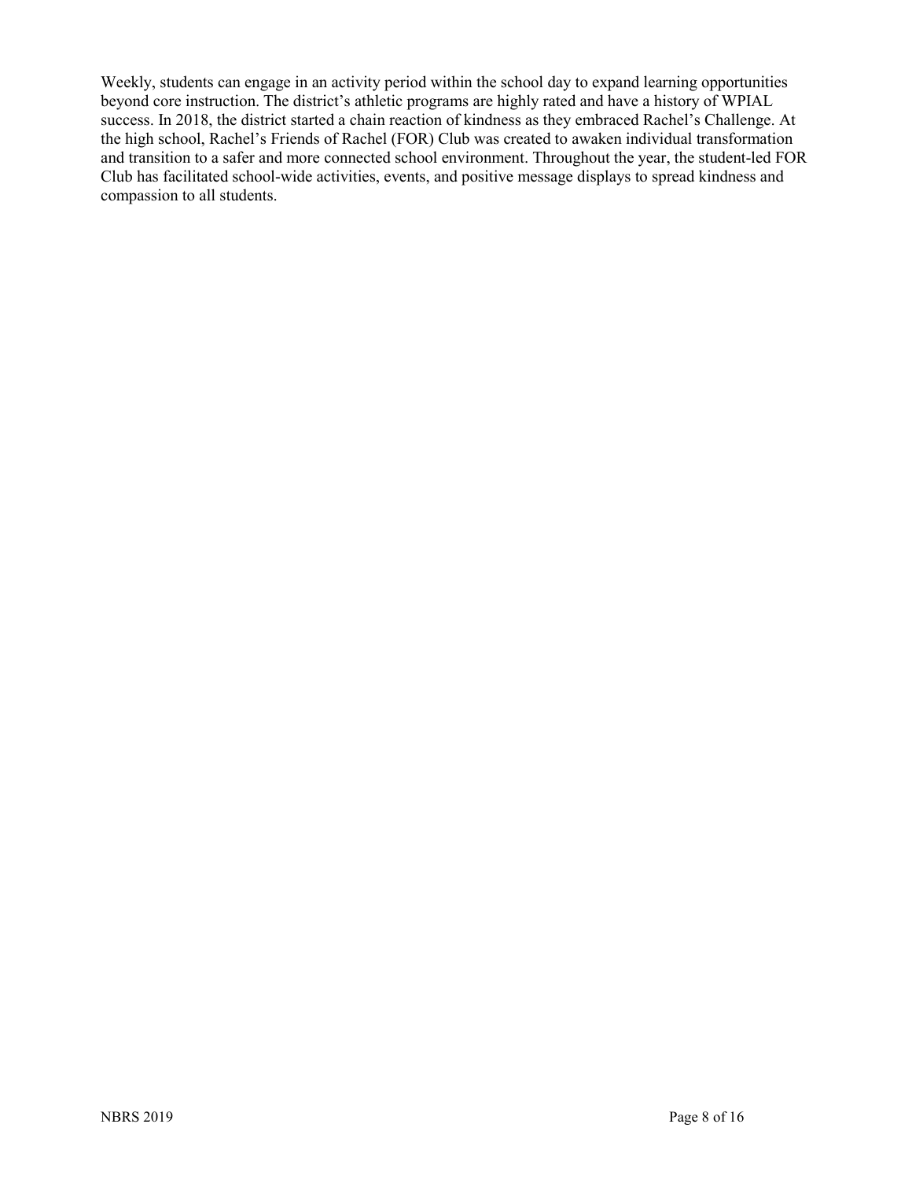Weekly, students can engage in an activity period within the school day to expand learning opportunities beyond core instruction. The district's athletic programs are highly rated and have a history of WPIAL success. In 2018, the district started a chain reaction of kindness as they embraced Rachel's Challenge. At the high school, Rachel's Friends of Rachel (FOR) Club was created to awaken individual transformation and transition to a safer and more connected school environment. Throughout the year, the student-led FOR Club has facilitated school-wide activities, events, and positive message displays to spread kindness and compassion to all students.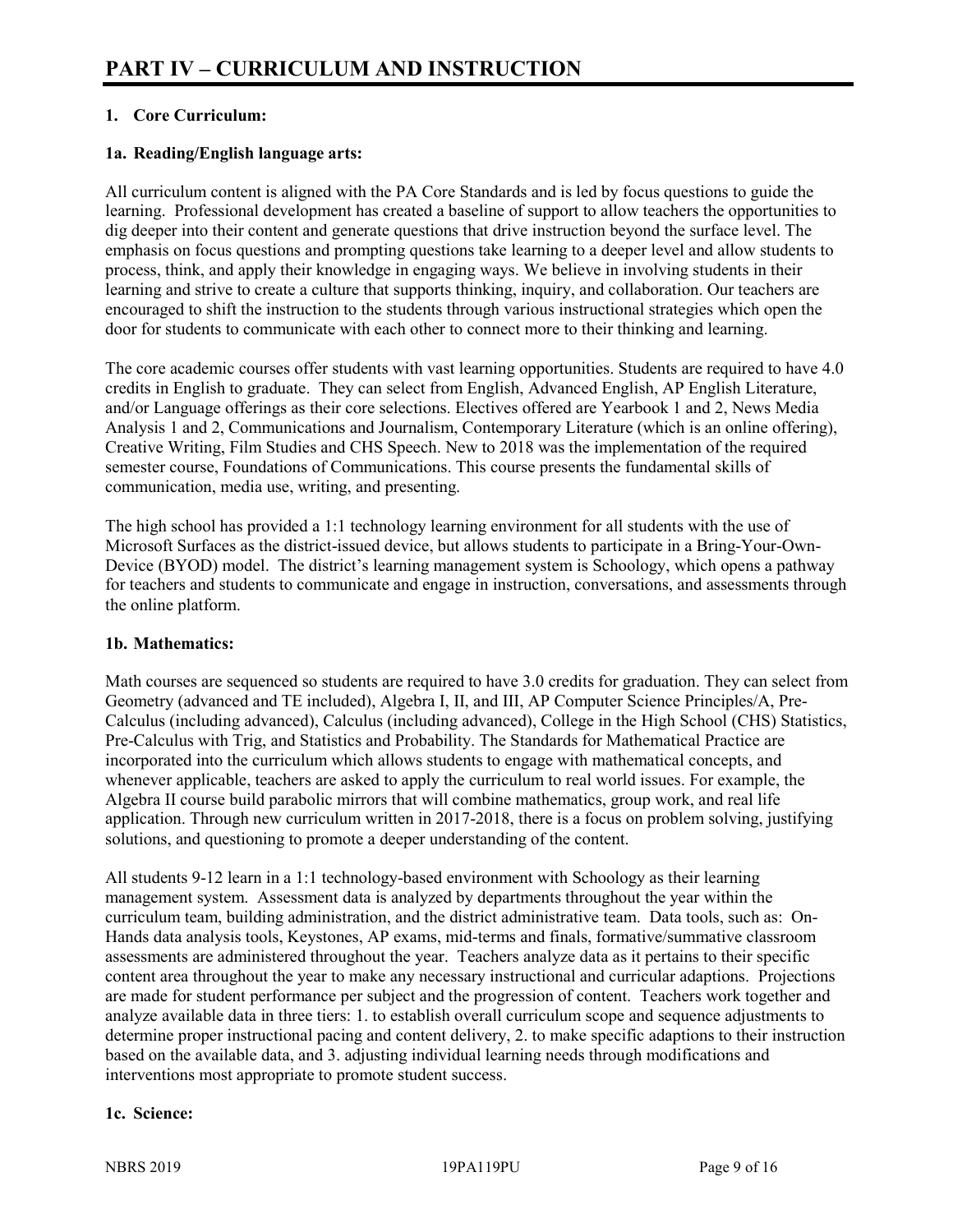# PART IV – CURRICULUM AND INSTRUCTION

### 1. Core Curriculum:

### 1a. Reading/English language arts:

All curriculum content is aligned with the PA Core Standards and is led by focus questions to guide the learning. Professional development has created a baseline of support to allow teachers the opportunities to dig deeper into their content and generate questions that drive instruction beyond the surface level. The emphasis on focus questions and prompting questions take learning to a deeper level and allow students to process, think, and apply their knowledge in engaging ways. We believe in involving students in their learning and strive to create a culture that supports thinking, inquiry, and collaboration. Our teachers are encouraged to shift the instruction to the students through various instructional strategies which open the door for students to communicate with each other to connect more to their thinking and learning.

The core academic courses offer students with vast learning opportunities. Students are required to have 4.0 credits in English to graduate. They can select from English, Advanced English, AP English Literature, and/or Language offerings as their core selections. Electives offered are Yearbook 1 and 2, News Media Analysis 1 and 2, Communications and Journalism, Contemporary Literature (which is an online offering), Creative Writing, Film Studies and CHS Speech. New to 2018 was the implementation of the required semester course, Foundations of Communications. This course presents the fundamental skills of communication, media use, writing, and presenting.

The high school has provided a 1:1 technology learning environment for all students with the use of Microsoft Surfaces as the district-issued device, but allows students to participate in a Bring-Your-Own-Device (BYOD) model. The district's learning management system is Schoology, which opens a pathway for teachers and students to communicate and engage in instruction, conversations, and assessments through the online platform.

### 1b. Mathematics:

Math courses are sequenced so students are required to have 3.0 credits for graduation. They can select from Geometry (advanced and TE included), Algebra I, II, and III, AP Computer Science Principles/A, Pre-Calculus (including advanced), Calculus (including advanced), College in the High School (CHS) Statistics, Pre-Calculus with Trig, and Statistics and Probability. The Standards for Mathematical Practice are incorporated into the curriculum which allows students to engage with mathematical concepts, and whenever applicable, teachers are asked to apply the curriculum to real world issues. For example, the Algebra II course build parabolic mirrors that will combine mathematics, group work, and real life application. Through new curriculum written in 2017-2018, there is a focus on problem solving, justifying solutions, and questioning to promote a deeper understanding of the content.

All students 9-12 learn in a 1:1 technology-based environment with Schoology as their learning management system. Assessment data is analyzed by departments throughout the year within the curriculum team, building administration, and the district administrative team. Data tools, such as: On-Hands data analysis tools, Keystones, AP exams, mid-terms and finals, formative/summative classroom assessments are administered throughout the year. Teachers analyze data as it pertains to their specific content area throughout the year to make any necessary instructional and curricular adaptions. Projections are made for student performance per subject and the progression of content. Teachers work together and analyze available data in three tiers: 1. to establish overall curriculum scope and sequence adjustments to determine proper instructional pacing and content delivery, 2. to make specific adaptions to their instruction based on the available data, and 3. adjusting individual learning needs through modifications and interventions most appropriate to promote student success.

### 1c. Science: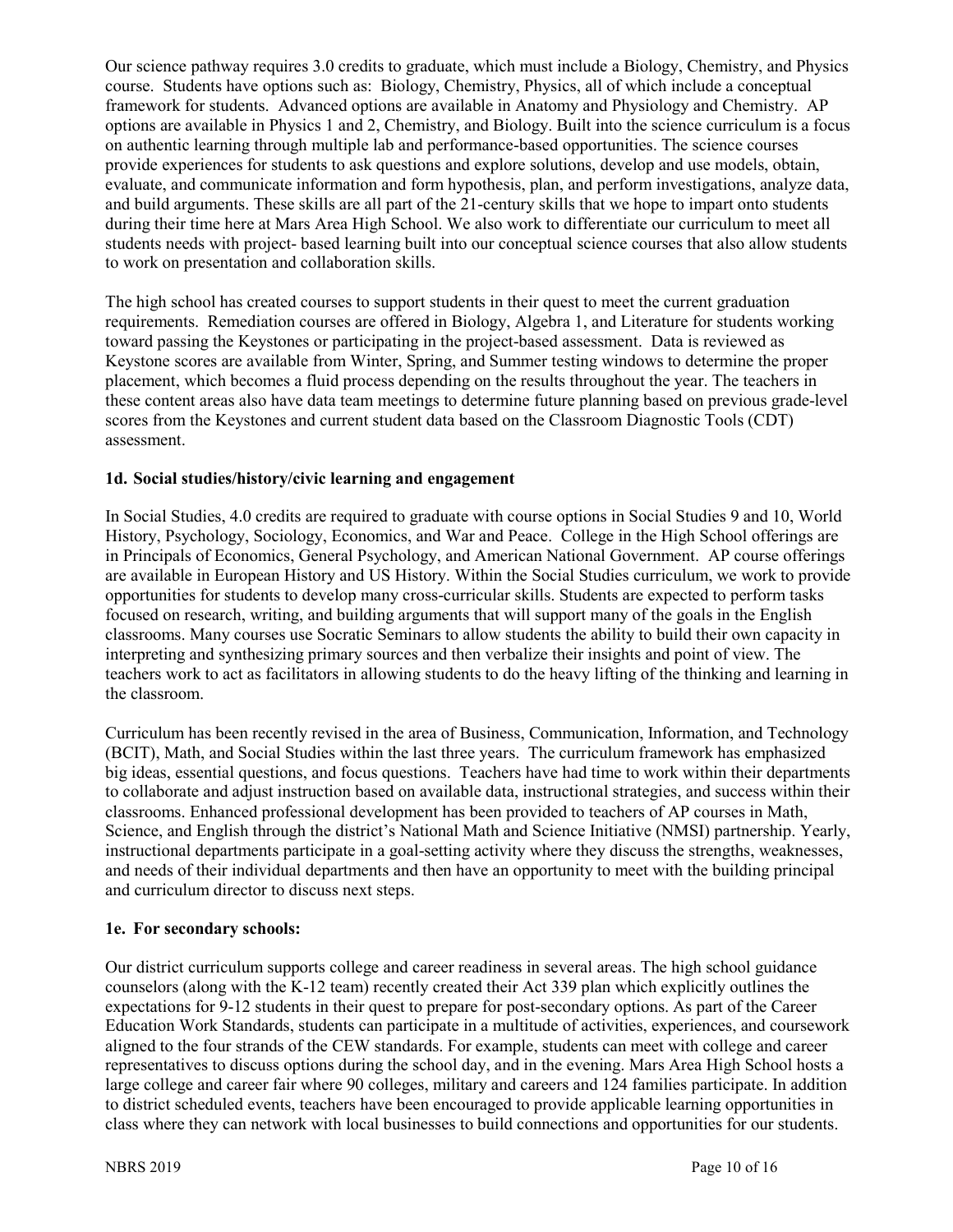Our science pathway requires 3.0 credits to graduate, which must include a Biology, Chemistry, and Physics course. Students have options such as: Biology, Chemistry, Physics, all of which include a conceptual framework for students. Advanced options are available in Anatomy and Physiology and Chemistry. AP options are available in Physics 1 and 2, Chemistry, and Biology. Built into the science curriculum is a focus on authentic learning through multiple lab and performance-based opportunities. The science courses provide experiences for students to ask questions and explore solutions, develop and use models, obtain, evaluate, and communicate information and form hypothesis, plan, and perform investigations, analyze data, and build arguments. These skills are all part of the 21-century skills that we hope to impart onto students during their time here at Mars Area High School. We also work to differentiate our curriculum to meet all students needs with project- based learning built into our conceptual science courses that also allow students to work on presentation and collaboration skills.

The high school has created courses to support students in their quest to meet the current graduation requirements. Remediation courses are offered in Biology, Algebra 1, and Literature for students working toward passing the Keystones or participating in the project-based assessment. Data is reviewed as Keystone scores are available from Winter, Spring, and Summer testing windows to determine the proper placement, which becomes a fluid process depending on the results throughout the year. The teachers in these content areas also have data team meetings to determine future planning based on previous grade-level scores from the Keystones and current student data based on the Classroom Diagnostic Tools (CDT) assessment.

**1d. Social studies/history/civic learning and engagement**

In Social Studies, 4.0 credits are required to graduate with course options in Social Studies 9 and 10, World History, Psychology, Sociology, Economics, and War and Peace. College in the High School offerings are in Principals of Economics, General Psychology, and American National Government. AP course offerings are available in European History and US History. Within the Social Studies curriculum, we work to provide opportunities for students to develop many cross-curricular skills. Students are expected to perform tasks focused on research, writing, and building arguments that will support many of the goals in the English classrooms. Many courses use Socratic Seminars to allow students the ability to build their own capacity in interpreting and synthesizing primary sources and then verbalize their insights and point of view. The teachers work to act as facilitators in allowing students to do the heavy lifting of the thinking and learning in the classroom.

Curriculum has been recently revised in the area of Business, Communication, Information, and Technology (BCIT), Math, and Social Studies within the last three years. The curriculum framework has emphasized big ideas, essential questions, and focus questions. Teachers have had time to work within their departments to collaborate and adjust instruction based on available data, instructional strategies, and success within their classrooms. Enhanced professional development has been provided to teachers of AP courses in Math, Science, and English through the district's National Math and Science Initiative (NMSI) partnership. Yearly, instructional departments participate in a goal-setting activity where they discuss the strengths, weaknesses, and needs of their individual departments and then have an opportunity to meet with the building principal and curriculum director to discuss next steps.

**1e. For secondary schools:**

Our district curriculum supports college and career readiness in several areas. The high school guidance counselors (along with the K-12 team) recently created their Act 339 plan which explicitly outlines the expectations for 9-12 students in their quest to prepare for post-secondary options. As part of the Career Education Work Standards, students can participate in a multitude of activities, experiences, and coursework aligned to the four strands of the CEW standards. For example, students can meet with college and career representatives to discuss options during the school day, and in the evening. Mars Area High School hosts a large college and career fair where 90 colleges, military and careers and 124 families participate. In addition to district scheduled events, teachers have been encouraged to provide applicable learning opportunities in class where they can network with local businesses to build connections and opportunities for our students.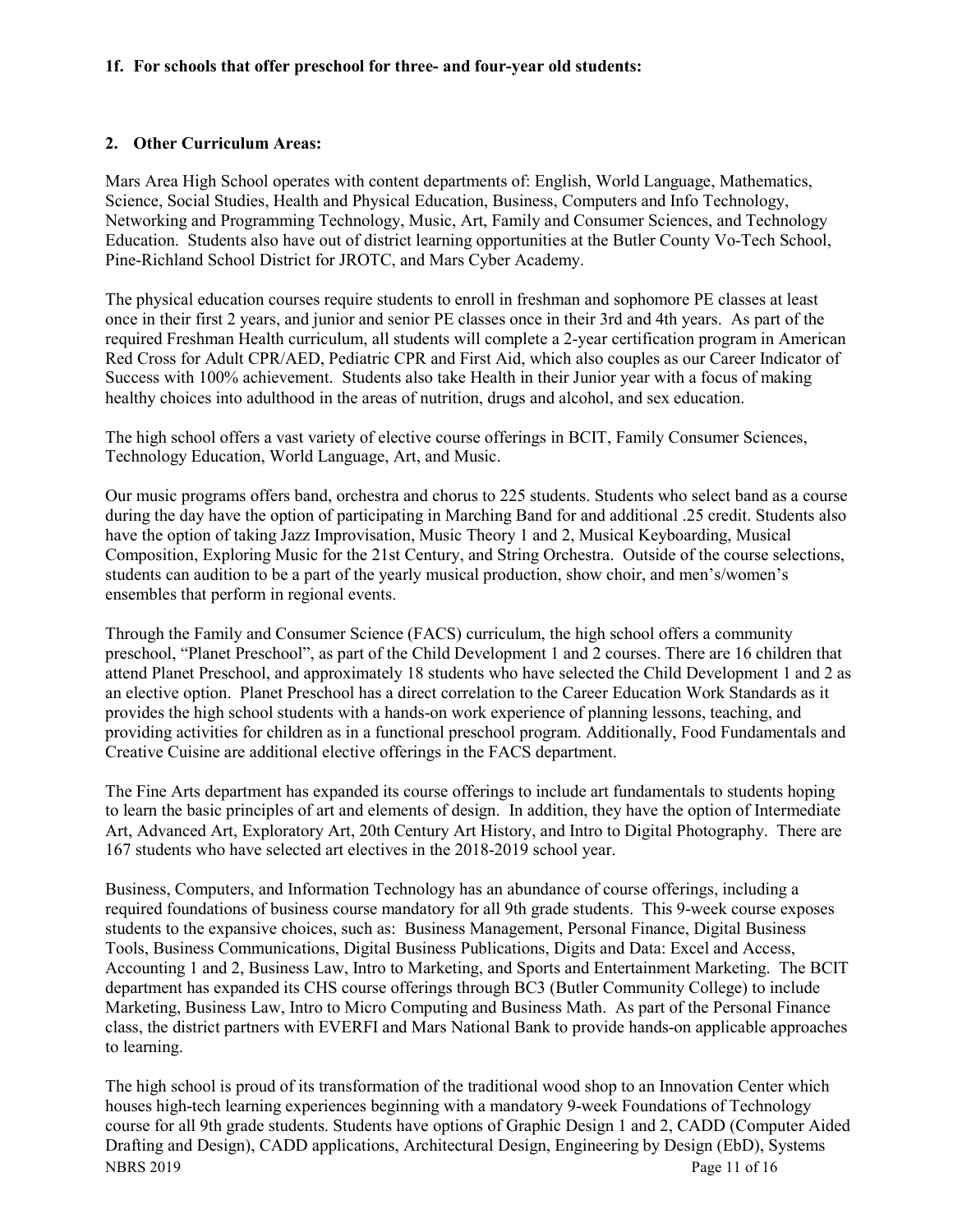**1f. For schools that offer preschool for three- and four-year old students:**

**2. Other Curriculum Areas:**

Mars Area High School operates with content departments of: English, World Language, Mathematics, Science, Social Studies, Health and Physical Education, Business, Computers and Info Technology, Networking and Programming Technology, Music, Art, Family and Consumer Sciences, and Technology Education. Students also have out of district learning opportunities at the Butler County Vo-Tech School, Pine-Richland School District for JROTC, and Mars Cyber Academy.

The physical education courses require students to enroll in freshman and sophomore PE classes at least once in their first 2 years, and junior and senior PE classes once in their 3rd and 4th years. As part of the required Freshman Health curriculum, all students will complete a 2-year certification program in American Red Cross for Adult CPR/AED, Pediatric CPR and First Aid, which also couples as our Career Indicator of Success with 100% achievement. Students also take Health in their Junior year with a focus of making healthy choices into adulthood in the areas of nutrition, drugs and alcohol, and sex education.

The high school offers a vast variety of elective course offerings in BCIT, Family Consumer Sciences, Technology Education, World Language, Art, and Music.

Our music programs offers band, orchestra and chorus to 225 students. Students who select band as a course during the day have the option of participating in Marching Band for and additional .25 credit. Students also have the option of taking Jazz Improvisation, Music Theory 1 and 2, Musical Keyboarding, Musical Composition, Exploring Music for the 21st Century, and String Orchestra. Outside of the course selections, students can audition to be a part of the yearly musical production, show choir, and men's/women's ensembles that perform in regional events.

Through the Family and Consumer Science (FACS) curriculum, the high school offers a community preschool, "Planet Preschool", as part of the Child Development 1 and 2 courses. There are 16 children that attend Planet Preschool, and approximately 18 students who have selected the Child Development 1 and 2 as an elective option. Planet Preschool has a direct correlation to the Career Education Work Standards as it provides the high school students with a hands-on work experience of planning lessons, teaching, and providing activities for children as in a functional preschool program. Additionally, Food Fundamentals and Creative Cuisine are additional elective offerings in the FACS department.

The Fine Arts department has expanded its course offerings to include art fundamentals to students hoping to learn the basic principles of art and elements of design. In addition, they have the option of Intermediate Art, Advanced Art, Exploratory Art, 20th Century Art History, and Intro to Digital Photography. There are 167 students who have selected art electives in the 2018-2019 school year.

Business, Computers, and Information Technology has an abundance of course offerings, including a required foundations of business course mandatory for all 9th grade students. This 9-week course exposes students to the expansive choices, such as: Business Management, Personal Finance, Digital Business Tools, Business Communications, Digital Business Publications, Digits and Data: Excel and Access, Accounting 1 and 2, Business Law, Intro to Marketing, and Sports and Entertainment Marketing. The BCIT department has expanded its CHS course offerings through BC3 (Butler Community College) to include Marketing, Business Law, Intro to Micro Computing and Business Math. As part of the Personal Finance class, the district partners with EVERFI and Mars National Bank to provide hands-on applicable approaches to learning.

The high school is proud of its transformation of the traditional wood shop to an Innovation Center which houses high-tech learning experiences beginning with a mandatory 9-week Foundations of Technology course for all 9th grade students. Students have options of Graphic Design 1 and 2, CADD (Computer Aided Drafting and Design), CADD applications, Architectural Design, Engineering by Design (EbD), Systems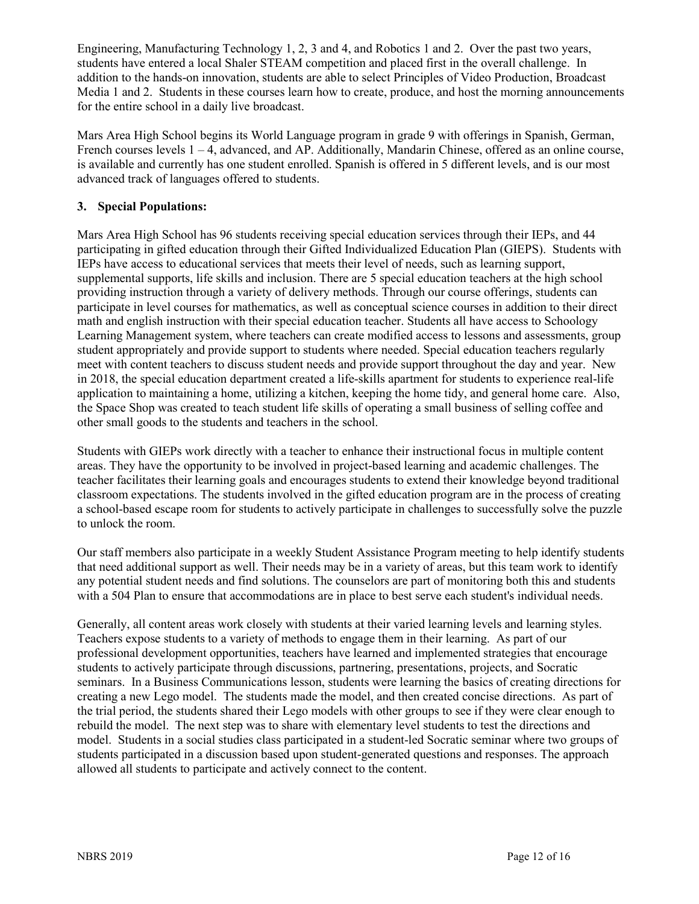Engineering, Manufacturing Technology 1, 2, 3 and 4, and Robotics 1 and 2. Over the past two years, students have entered a local Shaler STEAM competition and placed first in the overall challenge. In addition to the hands-on innovation, students are able to select Principles of Video Production, Broadcast Media 1 and 2. Students in these courses learn how to create, produce, and host the morning announcements for the entire school in a daily live broadcast.

Mars Area High School begins its World Language program in grade 9 with offerings in Spanish, German, French courses levels 1 – 4, advanced, and AP. Additionally, Mandarin Chinese, offered as an online course, is available and currently has one student enrolled. Spanish is offered in 5 different levels, and is our most advanced track of languages offered to students.

### 3. Special Populations:

Mars Area High School has 96 students receiving special education services through their IEPs, and 44 participating in gifted education through their Gifted Individualized Education Plan (GIEPS). Students with IEPs have access to educational services that meets their level of needs, such as learning support, supplemental supports, life skills and inclusion. There are 5 special education teachers at the high school providing instruction through a variety of delivery methods. Through our course offerings, students can participate in level courses for mathematics, as well as conceptual science courses in addition to their direct math and english instruction with their special education teacher. Students all have access to Schoology Learning Management system, where teachers can create modified access to lessons and assessments, group student appropriately and provide support to students where needed. Special education teachers regularly meet with content teachers to discuss student needs and provide support throughout the day and year. New in 2018, the special education department created a life-skills apartment for students to experience real-life application to maintaining a home, utilizing a kitchen, keeping the home tidy, and general home care. Also, the Space Shop was created to teach student life skills of operating a small business of selling coffee and other small goods to the students and teachers in the school.

Students with GIEPs work directly with a teacher to enhance their instructional focus in multiple content areas. They have the opportunity to be involved in project-based learning and academic challenges. The teacher facilitates their learning goals and encourages students to extend their knowledge beyond traditional classroom expectations. The students involved in the gifted education program are in the process of creating a school-based escape room for students to actively participate in challenges to successfully solve the puzzle to unlock the room.

Our staff members also participate in a weekly Student Assistance Program meeting to help identify students that need additional support as well. Their needs may be in a variety of areas, but this team work to identify any potential student needs and find solutions. The counselors are part of monitoring both this and students with a 504 Plan to ensure that accommodations are in place to best serve each student's individual needs.

Generally, all content areas work closely with students at their varied learning levels and learning styles. Teachers expose students to a variety of methods to engage them in their learning. As part of our professional development opportunities, teachers have learned and implemented strategies that encourage students to actively participate through discussions, partnering, presentations, projects, and Socratic seminars. In a Business Communications lesson, students were learning the basics of creating directions for creating a new Lego model. The students made the model, and then created concise directions. As part of the trial period, the students shared their Lego models with other groups to see if they were clear enough to rebuild the model. The next step was to share with elementary level students to test the directions and model. Students in a social studies class participated in a student-led Socratic seminar where two groups of students participated in a discussion based upon student-generated questions and responses. The approach allowed all students to participate and actively connect to the content.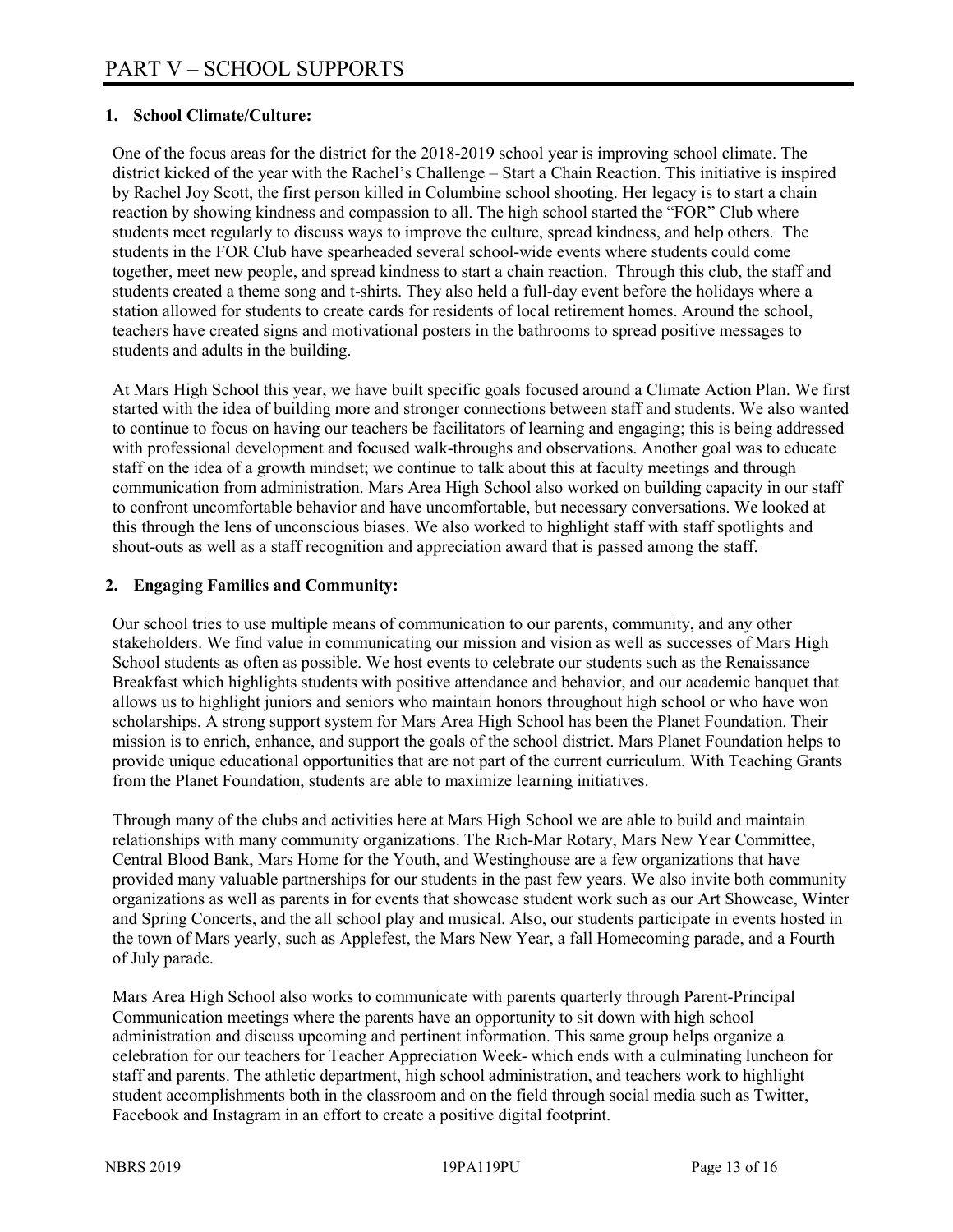# PART V – SCHOOL SUPPORTS

## 1. School Climate/Culture:

One of the focus areas for the district for the 2018-2019 school year is improving school climate. The district kicked of the year with the Rachel's Challenge – Start a Chain Reaction. This initiative is inspired by Rachel Joy Scott, the first person killed in Columbine school shooting. Her legacy is to start a chain reaction by showing kindness and compassion to all. The high school started the "FOR" Club where students meet regularly to discuss ways to improve the culture, spread kindness, and help others. The students in the FOR Club have spearheaded several school-wide events where students could come together, meet new people, and spread kindness to start a chain reaction. Through this club, the staff and students created a theme song and t-shirts. They also held a full-day event before the holidays where a station allowed for students to create cards for residents of local retirement homes. Around the school, teachers have created signs and motivational posters in the bathrooms to spread positive messages to students and adults in the building.

At Mars High School this year, we have built specific goals focused around a Climate Action Plan. We first started with the idea of building more and stronger connections between staff and students. We also wanted to continue to focus on having our teachers be facilitators of learning and engaging; this is being addressed with professional development and focused walk-throughs and observations. Another goal was to educate staff on the idea of a growth mindset; we continue to talk about this at faculty meetings and through communication from administration. Mars Area High School also worked on building capacity in our staff to confront uncomfortable behavior and have uncomfortable, but necessary conversations. We looked at this through the lens of unconscious biases. We also worked to highlight staff with staff spotlights and shout-outs as well as a staff recognition and appreciation award that is passed among the staff.

## 2. Engaging Families and Community:

Our school tries to use multiple means of communication to our parents, community, and any other stakeholders. We find value in communicating our mission and vision as well as successes of Mars High School students as often as possible. We host events to celebrate our students such as the Renaissance Breakfast which highlights students with positive attendance and behavior, and our academic banquet that allows us to highlight juniors and seniors who maintain honors throughout high school or who have won scholarships. A strong support system for Mars Area High School has been the Planet Foundation. Their mission is to enrich, enhance, and support the goals of the school district. Mars Planet Foundation helps to provide unique educational opportunities that are not part of the current curriculum. With Teaching Grants from the Planet Foundation, students are able to maximize learning initiatives.

Through many of the clubs and activities here at Mars High School we are able to build and maintain relationships with many community organizations. The Rich-Mar Rotary, Mars New Year Committee, Central Blood Bank, Mars Home for the Youth, and Westinghouse are a few organizations that have provided many valuable partnerships for our students in the past few years. We also invite both community organizations as well as parents in for events that showcase student work such as our Art Showcase, Winter and Spring Concerts, and the all school play and musical. Also, our students participate in events hosted in the town of Mars yearly, such as Applefest, the Mars New Year, a fall Homecoming parade, and a Fourth of July parade.

Mars Area High School also works to communicate with parents quarterly through Parent-Principal Communication meetings where the parents have an opportunity to sit down with high school administration and discuss upcoming and pertinent information. This same group helps organize a celebration for our teachers for Teacher Appreciation Week- which ends with a culminating luncheon for staff and parents. The athletic department, high school administration, and teachers work to highlight student accomplishments both in the classroom and on the field through social media such as Twitter, Facebook and Instagram in an effort to create a positive digital footprint.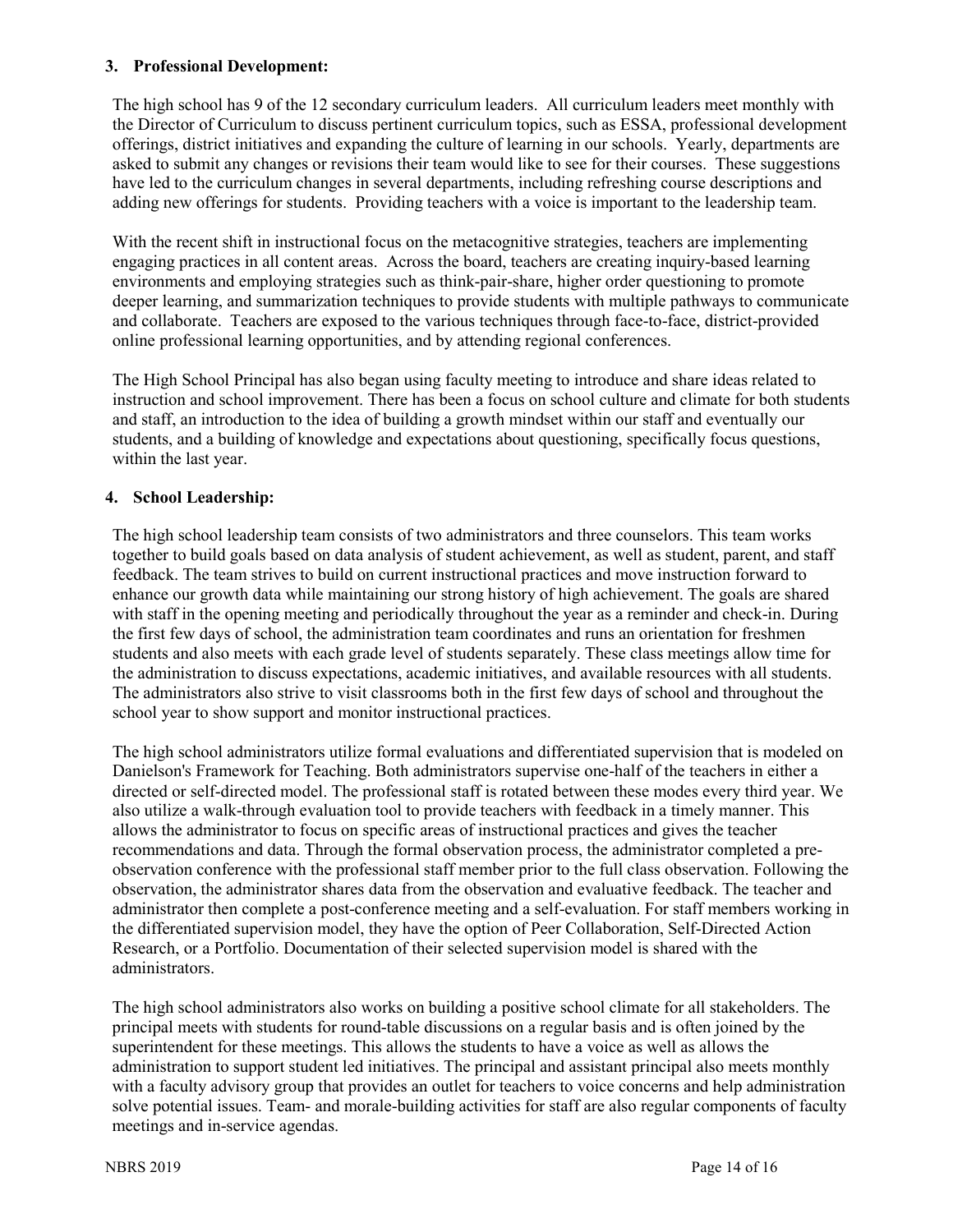**3. Professional Development:**

The high school has 9 of the 12 secondary curriculum leaders. All curriculum leaders meet monthly with the Director of Curriculum to discuss pertinent curriculum topics, such as ESSA, professional development offerings, district initiatives and expanding the culture of learning in our schools. Yearly, departments are asked to submit any changes or revisions their team would like to see for their courses. These suggestions have led to the curriculum changes in several departments, including refreshing course descriptions and adding new offerings for students. Providing teachers with a voice is important to the leadership team.

With the recent shift in instructional focus on the metacognitive strategies, teachers are implementing engaging practices in all content areas. Across the board, teachers are creating inquiry-based learning environments and employing strategies such as think-pair-share, higher order questioning to promote deeper learning, and summarization techniques to provide students with multiple pathways to communicate and collaborate. Teachers are exposed to the various techniques through face-to-face, district-provided online professional learning opportunities, and by attending regional conferences.

The High School Principal has also began using faculty meeting to introduce and share ideas related to instruction and school improvement. There has been a focus on school culture and climate for both students and staff, an introduction to the idea of building a growth mindset within our staff and eventually our students, and a building of knowledge and expectations about questioning, specifically focus questions, within the last year.

**4. School Leadership:**

The high school leadership team consists of two administrators and three counselors. This team works together to build goals based on data analysis of student achievement, as well as student, parent, and staff feedback. The team strives to build on current instructional practices and move instruction forward to enhance our growth data while maintaining our strong history of high achievement. The goals are shared with staff in the opening meeting and periodically throughout the year as a reminder and check-in. During the first few days of school, the administration team coordinates and runs an orientation for freshmen students and also meets with each grade level of students separately. These class meetings allow time for the administration to discuss expectations, academic initiatives, and available resources with all students. The administrators also strive to visit classrooms both in the first few days of school and throughout the school year to show support and monitor instructional practices.

The high school administrators utilize formal evaluations and differentiated supervision that is modeled on Danielson's Framework for Teaching. Both administrators supervise one-half of the teachers in either a directed or self-directed model. The professional staff is rotated between these modes every third year. We also utilize a walk-through evaluation tool to provide teachers with feedback in a timely manner. This allows the administrator to focus on specific areas of instructional practices and gives the teacher recommendations and data. Through the formal observation process, the administrator completed a pre-observation conference with the professional staff member prior to the full class observation. Following the observation, the administrator shares data from the observation and evaluative feedback. The teacher and administrator then complete a post-conference meeting and a self-evaluation. For staff members working in the differentiated supervision model, they have the option of Peer Collaboration, Self-Directed Action Research, or a Portfolio. Documentation of their selected supervision model is shared with the administrators.

The high school administrators also works on building a positive school climate for all stakeholders. The principal meets with students for round-table discussions on a regular basis and is often joined by the superintendent for these meetings. This allows the students to have a voice as well as allows the administration to support student led initiatives. The principal and assistant principal also meets monthly with a faculty advisory group that provides an outlet for teachers to voice concerns and help administration solve potential issues. Team- and morale-building activities for staff are also regular components of faculty meetings and in-service agendas.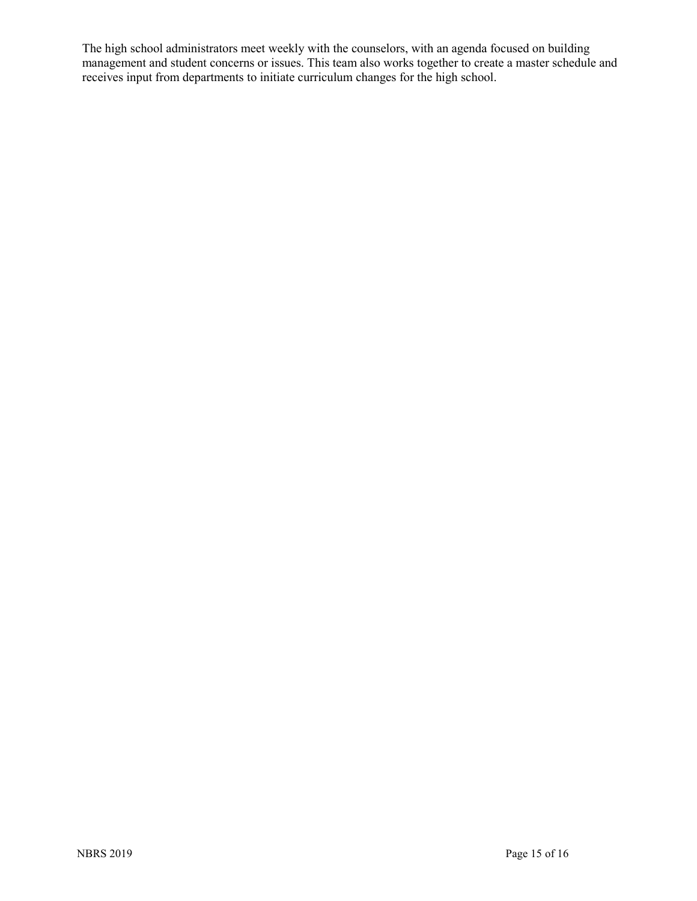The high school administrators meet weekly with the counselors, with an agenda focused on building management and student concerns or issues. This team also works together to create a master schedule and receives input from departments to initiate curriculum changes for the high school.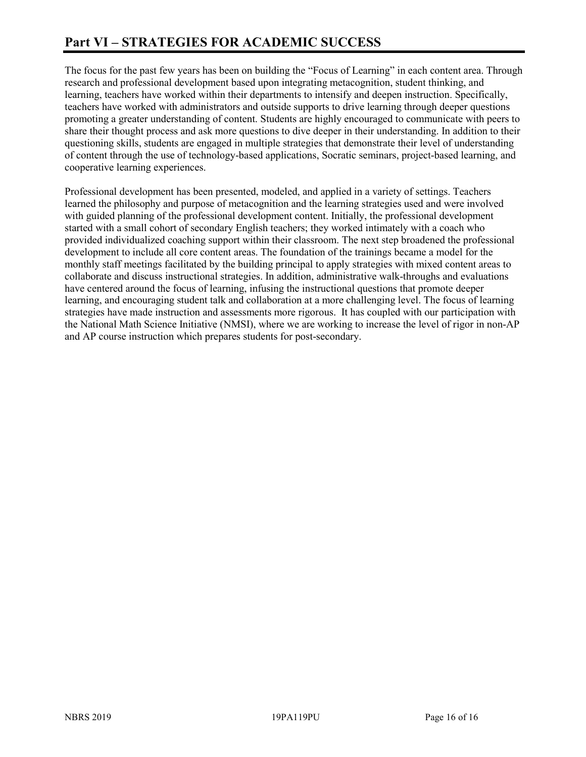# Part VI – STRATEGIES FOR ACADEMIC SUCCESS

The focus for the past few years has been on building the "Focus of Learning" in each content area. Through research and professional development based upon integrating metacognition, student thinking, and learning, teachers have worked within their departments to intensify and deepen instruction. Specifically, teachers have worked with administrators and outside supports to drive learning through deeper questions promoting a greater understanding of content. Students are highly encouraged to communicate with peers to share their thought process and ask more questions to dive deeper in their understanding. In addition to their questioning skills, students are engaged in multiple strategies that demonstrate their level of understanding of content through the use of technology-based applications, Socratic seminars, project-based learning, and cooperative learning experiences.

Professional development has been presented, modeled, and applied in a variety of settings. Teachers learned the philosophy and purpose of metacognition and the learning strategies used and were involved with guided planning of the professional development content. Initially, the professional development started with a small cohort of secondary English teachers; they worked intimately with a coach who provided individualized coaching support within their classroom. The next step broadened the professional development to include all core content areas. The foundation of the trainings became a model for the monthly staff meetings facilitated by the building principal to apply strategies with mixed content areas to collaborate and discuss instructional strategies. In addition, administrative walk-throughs and evaluations have centered around the focus of learning, infusing the instructional questions that promote deeper learning, and encouraging student talk and collaboration at a more challenging level. The focus of learning strategies have made instruction and assessments more rigorous. It has coupled with our participation with the National Math Science Initiative (NMSI), where we are working to increase the level of rigor in non-AP and AP course instruction which prepares students for post-secondary.